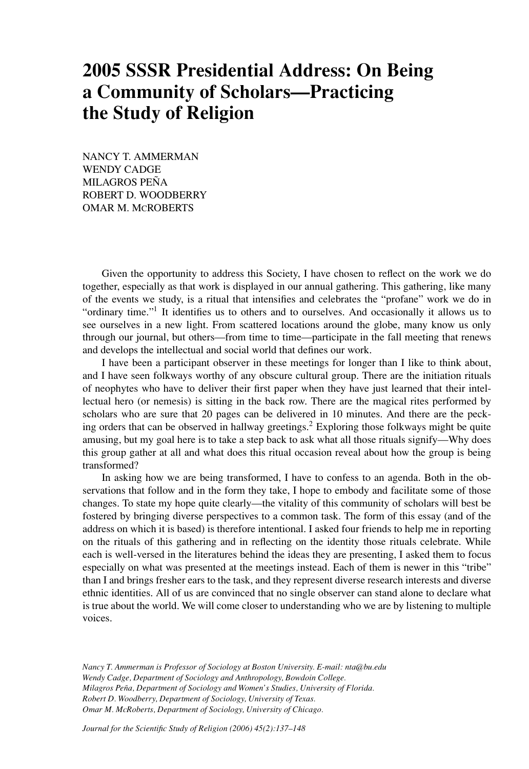# 2005 SSSR Presidential Address: On Being a Community of Scholars—Practicing the Study of Religion

NANCY T. AMMERMAN
WENDY CADGE
MILAGROS PEÑA
ROBERT D. WOODBERRY
OMAR M. MCROBERTS

Given the opportunity to address this Society, I have chosen to reflect on the work we do together, especially as that work is displayed in our annual gathering. This gathering, like many of the events we study, is a ritual that intensifies and celebrates the "profane" work we do in "ordinary time."[1] It identifies us to others and to ourselves. And occasionally it allows us to see ourselves in a new light. From scattered locations around the globe, many know us only through our journal, but others—from time to time—participate in the fall meeting that renews and develops the intellectual and social world that defines our work.

I have been a participant observer in these meetings for longer than I like to think about, and I have seen folkways worthy of any obscure cultural group. There are the initiation rituals of neophytes who have to deliver their first paper when they have just learned that their intellectual hero (or nemesis) is sitting in the back row. There are the magical rites performed by scholars who are sure that 20 pages can be delivered in 10 minutes. And there are the pecking orders that can be observed in hallway greetings.[2] Exploring those folkways might be quite amusing, but my goal here is to take a step back to ask what all those rituals signify—Why does this group gather at all and what does this ritual occasion reveal about how the group is being transformed?

In asking how we are being transformed, I have to confess to an agenda. Both in the observations that follow and in the form they take, I hope to embody and facilitate some of those changes. To state my hope quite clearly—the vitality of this community of scholars will best be fostered by bringing diverse perspectives to a common task. The form of this essay (and of the address on which it is based) is therefore intentional. I asked four friends to help me in reporting on the rituals of this gathering and in reflecting on the identity those rituals celebrate. While each is well-versed in the literatures behind the ideas they are presenting, I asked them to focus especially on what was presented at the meetings instead. Each of them is newer in this "tribe" than I and brings fresher ears to the task, and they represent diverse research interests and diverse ethnic identities. All of us are convinced that no single observer can stand alone to declare what is true about the world. We will come closer to understanding who we are by listening to multiple voices.

*Nancy T. Ammerman is Professor of Sociology at Boston University. E-mail: nta@bu.edu*
*Wendy Cadge, Department of Sociology and Anthropology, Bowdoin College.*
*Milagros Peña, Department of Sociology and Women's Studies, University of Florida.*
*Robert D. Woodberry, Department of Sociology, University of Texas.*
*Omar M. McRoberts, Department of Sociology, University of Chicago.*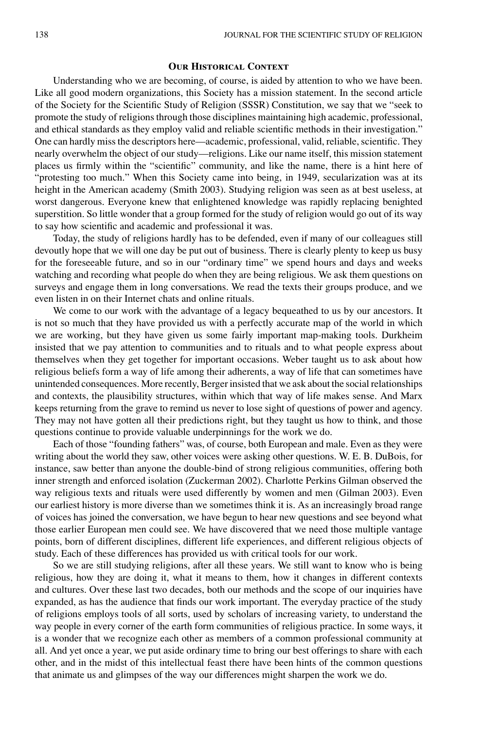## Our Historical Context

Understanding who we are becoming, of course, is aided by attention to who we have been. Like all good modern organizations, this Society has a mission statement. In the second article of the Society for the Scientific Study of Religion (SSSR) Constitution, we say that we "seek to promote the study of religions through those disciplines maintaining high academic, professional, and ethical standards as they employ valid and reliable scientific methods in their investigation." One can hardly miss the descriptors here—academic, professional, valid, reliable, scientific. They nearly overwhelm the object of our study—religions. Like our name itself, this mission statement places us firmly within the "scientific" community, and like the name, there is a hint here of "protesting too much." When this Society came into being, in 1949, secularization was at its height in the American academy (Smith 2003). Studying religion was seen as at best useless, at worst dangerous. Everyone knew that enlightened knowledge was rapidly replacing benighted superstition. So little wonder that a group formed for the study of religion would go out of its way to say how scientific and academic and professional it was.

Today, the study of religions hardly has to be defended, even if many of our colleagues still devoutly hope that we will one day be put out of business. There is clearly plenty to keep us busy for the foreseeable future, and so in our "ordinary time" we spend hours and days and weeks watching and recording what people do when they are being religious. We ask them questions on surveys and engage them in long conversations. We read the texts their groups produce, and we even listen in on their Internet chats and online rituals.

We come to our work with the advantage of a legacy bequeathed to us by our ancestors. It is not so much that they have provided us with a perfectly accurate map of the world in which we are working, but they have given us some fairly important map-making tools. Durkheim insisted that we pay attention to communities and to rituals and to what people express about themselves when they get together for important occasions. Weber taught us to ask about how religious beliefs form a way of life among their adherents, a way of life that can sometimes have unintended consequences. More recently, Berger insisted that we ask about the social relationships and contexts, the plausibility structures, within which that way of life makes sense. And Marx keeps returning from the grave to remind us never to lose sight of questions of power and agency. They may not have gotten all their predictions right, but they taught us how to think, and those questions continue to provide valuable underpinnings for the work we do.

Each of those "founding fathers" was, of course, both European and male. Even as they were writing about the world they saw, other voices were asking other questions. W. E. B. DuBois, for instance, saw better than anyone the double-bind of strong religious communities, offering both inner strength and enforced isolation (Zuckerman 2002). Charlotte Perkins Gilman observed the way religious texts and rituals were used differently by women and men (Gilman 2003). Even our earliest history is more diverse than we sometimes think it is. As an increasingly broad range of voices has joined the conversation, we have begun to hear new questions and see beyond what those earlier European men could see. We have discovered that we need those multiple vantage points, born of different disciplines, different life experiences, and different religious objects of study. Each of these differences has provided us with critical tools for our work.

So we are still studying religions, after all these years. We still want to know who is being religious, how they are doing it, what it means to them, how it changes in different contexts and cultures. Over these last two decades, both our methods and the scope of our inquiries have expanded, as has the audience that finds our work important. The everyday practice of the study of religions employs tools of all sorts, used by scholars of increasing variety, to understand the way people in every corner of the earth form communities of religious practice. In some ways, it is a wonder that we recognize each other as members of a common professional community at all. And yet once a year, we put aside ordinary time to bring our best offerings to share with each other, and in the midst of this intellectual feast there have been hints of the common questions that animate us and glimpses of the way our differences might sharpen the work we do.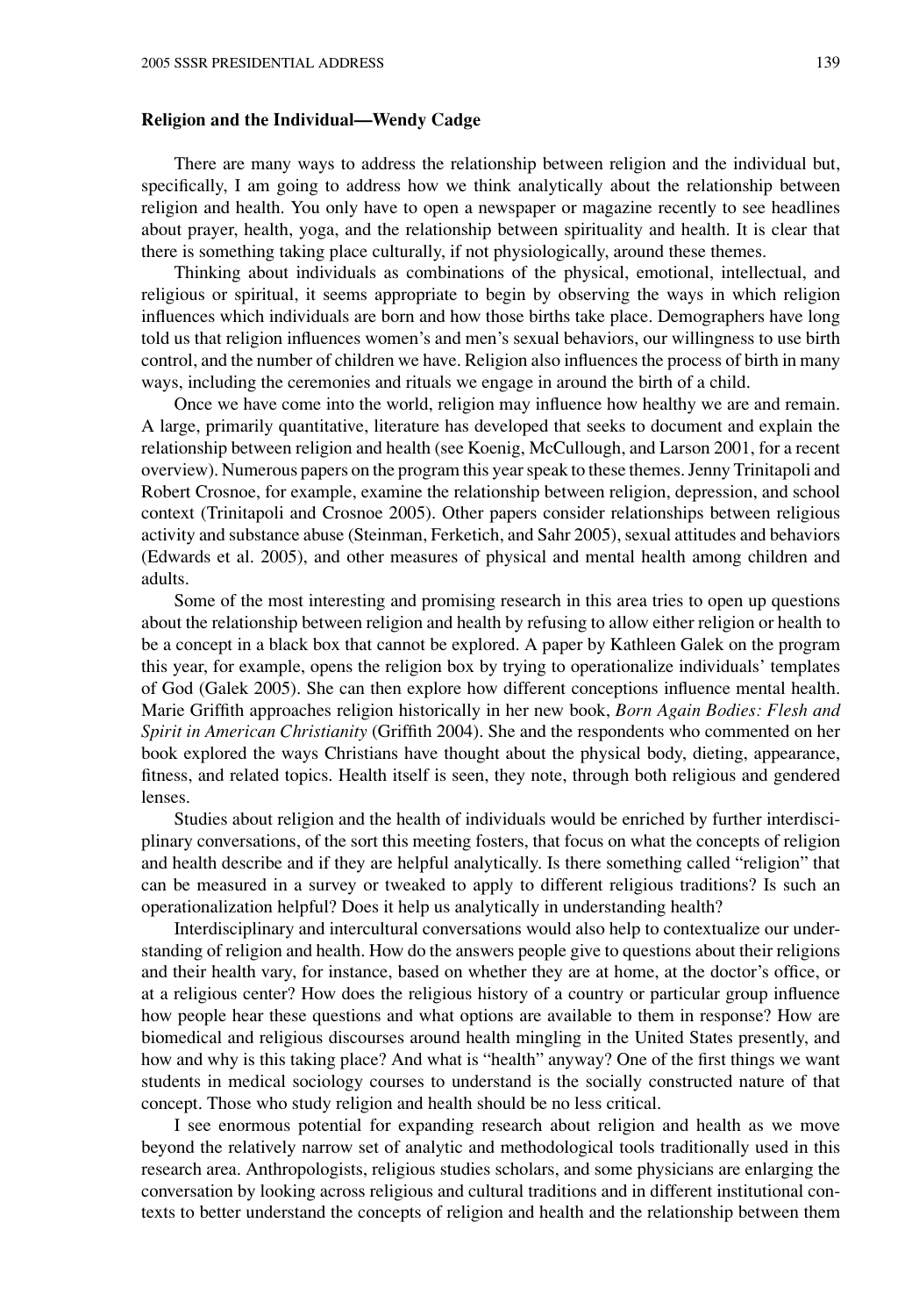### Religion and the Individual—Wendy Cadge

There are many ways to address the relationship between religion and the individual but, specifically, I am going to address how we think analytically about the relationship between religion and health. You only have to open a newspaper or magazine recently to see headlines about prayer, health, yoga, and the relationship between spirituality and health. It is clear that there is something taking place culturally, if not physiologically, around these themes.

Thinking about individuals as combinations of the physical, emotional, intellectual, and religious or spiritual, it seems appropriate to begin by observing the ways in which religion influences which individuals are born and how those births take place. Demographers have long told us that religion influences women's and men's sexual behaviors, our willingness to use birth control, and the number of children we have. Religion also influences the process of birth in many ways, including the ceremonies and rituals we engage in around the birth of a child.

Once we have come into the world, religion may influence how healthy we are and remain. A large, primarily quantitative, literature has developed that seeks to document and explain the relationship between religion and health (see Koenig, McCullough, and Larson 2001, for a recent overview). Numerous papers on the program this year speak to these themes. Jenny Trinitapoli and Robert Crosnoe, for example, examine the relationship between religion, depression, and school context (Trinitapoli and Crosnoe 2005). Other papers consider relationships between religious activity and substance abuse (Steinman, Ferketich, and Sahr 2005), sexual attitudes and behaviors (Edwards et al. 2005), and other measures of physical and mental health among children and adults.

Some of the most interesting and promising research in this area tries to open up questions about the relationship between religion and health by refusing to allow either religion or health to be a concept in a black box that cannot be explored. A paper by Kathleen Galek on the program this year, for example, opens the religion box by trying to operationalize individuals' templates of God (Galek 2005). She can then explore how different conceptions influence mental health. Marie Griffith approaches religion historically in her new book, *Born Again Bodies: Flesh and Spirit in American Christianity* (Griffith 2004). She and the respondents who commented on her book explored the ways Christians have thought about the physical body, dieting, appearance, fitness, and related topics. Health itself is seen, they note, through both religious and gendered lenses.

Studies about religion and the health of individuals would be enriched by further interdisciplinary conversations, of the sort this meeting fosters, that focus on what the concepts of religion and health describe and if they are helpful analytically. Is there something called "religion" that can be measured in a survey or tweaked to apply to different religious traditions? Is such an operationalization helpful? Does it help us analytically in understanding health?

Interdisciplinary and intercultural conversations would also help to contextualize our understanding of religion and health. How do the answers people give to questions about their religions and their health vary, for instance, based on whether they are at home, at the doctor's office, or at a religious center? How does the religious history of a country or particular group influence how people hear these questions and what options are available to them in response? How are biomedical and religious discourses around health mingling in the United States presently, and how and why is this taking place? And what is "health" anyway? One of the first things we want students in medical sociology courses to understand is the socially constructed nature of that concept. Those who study religion and health should be no less critical.

I see enormous potential for expanding research about religion and health as we move beyond the relatively narrow set of analytic and methodological tools traditionally used in this research area. Anthropologists, religious studies scholars, and some physicians are enlarging the conversation by looking across religious and cultural traditions and in different institutional contexts to better understand the concepts of religion and health and the relationship between them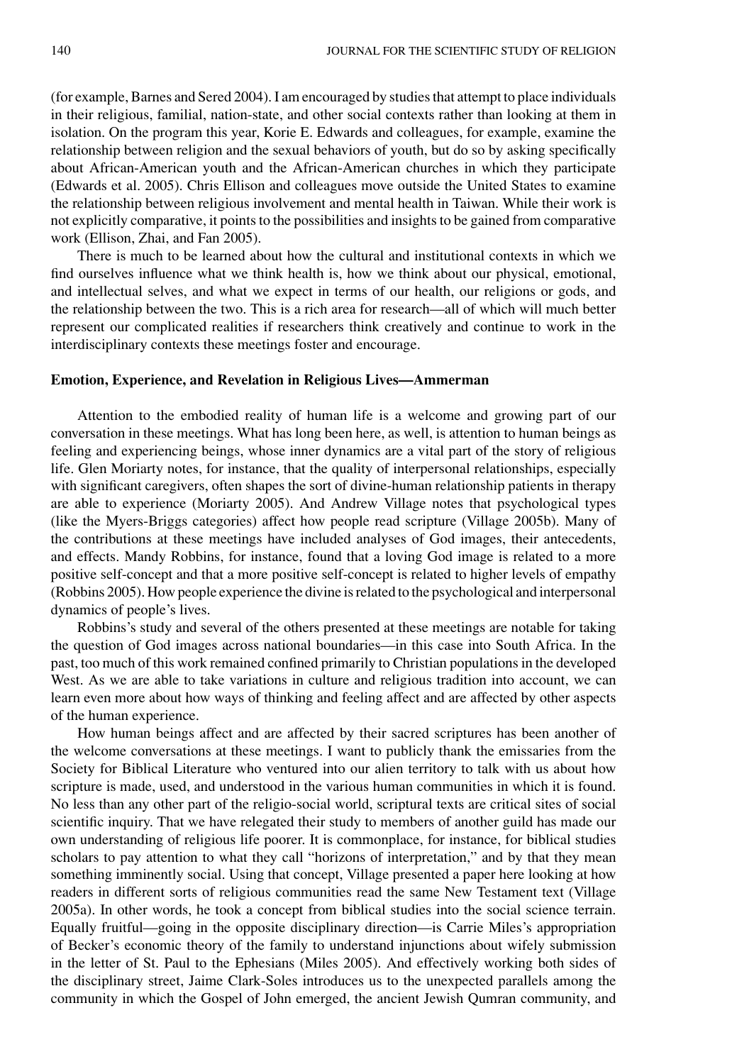(for example, Barnes and Sered 2004). I am encouraged by studies that attempt to place individuals in their religious, familial, nation-state, and other social contexts rather than looking at them in isolation. On the program this year, Korie E. Edwards and colleagues, for example, examine the relationship between religion and the sexual behaviors of youth, but do so by asking specifically about African-American youth and the African-American churches in which they participate (Edwards et al. 2005). Chris Ellison and colleagues move outside the United States to examine the relationship between religious involvement and mental health in Taiwan. While their work is not explicitly comparative, it points to the possibilities and insights to be gained from comparative work (Ellison, Zhai, and Fan 2005).

There is much to be learned about how the cultural and institutional contexts in which we find ourselves influence what we think health is, how we think about our physical, emotional, and intellectual selves, and what we expect in terms of our health, our religions or gods, and the relationship between the two. This is a rich area for research—all of which will much better represent our complicated realities if researchers think creatively and continue to work in the interdisciplinary contexts these meetings foster and encourage.

### Emotion, Experience, and Revelation in Religious Lives—Ammerman

Attention to the embodied reality of human life is a welcome and growing part of our conversation in these meetings. What has long been here, as well, is attention to human beings as feeling and experiencing beings, whose inner dynamics are a vital part of the story of religious life. Glen Moriarty notes, for instance, that the quality of interpersonal relationships, especially with significant caregivers, often shapes the sort of divine-human relationship patients in therapy are able to experience (Moriarty 2005). And Andrew Village notes that psychological types (like the Myers-Briggs categories) affect how people read scripture (Village 2005b). Many of the contributions at these meetings have included analyses of God images, their antecedents, and effects. Mandy Robbins, for instance, found that a loving God image is related to a more positive self-concept and that a more positive self-concept is related to higher levels of empathy (Robbins 2005). How people experience the divine is related to the psychological and interpersonal dynamics of people's lives.

Robbins's study and several of the others presented at these meetings are notable for taking the question of God images across national boundaries—in this case into South Africa. In the past, too much of this work remained confined primarily to Christian populations in the developed West. As we are able to take variations in culture and religious tradition into account, we can learn even more about how ways of thinking and feeling affect and are affected by other aspects of the human experience.

How human beings affect and are affected by their sacred scriptures has been another of the welcome conversations at these meetings. I want to publicly thank the emissaries from the Society for Biblical Literature who ventured into our alien territory to talk with us about how scripture is made, used, and understood in the various human communities in which it is found. No less than any other part of the religio-social world, scriptural texts are critical sites of social scientific inquiry. That we have relegated their study to members of another guild has made our own understanding of religious life poorer. It is commonplace, for instance, for biblical studies scholars to pay attention to what they call "horizons of interpretation," and by that they mean something imminently social. Using that concept, Village presented a paper here looking at how readers in different sorts of religious communities read the same New Testament text (Village 2005a). In other words, he took a concept from biblical studies into the social science terrain. Equally fruitful—going in the opposite disciplinary direction—is Carrie Miles's appropriation of Becker's economic theory of the family to understand injunctions about wifely submission in the letter of St. Paul to the Ephesians (Miles 2005). And effectively working both sides of the disciplinary street, Jaime Clark-Soles introduces us to the unexpected parallels among the community in which the Gospel of John emerged, the ancient Jewish Qumran community, and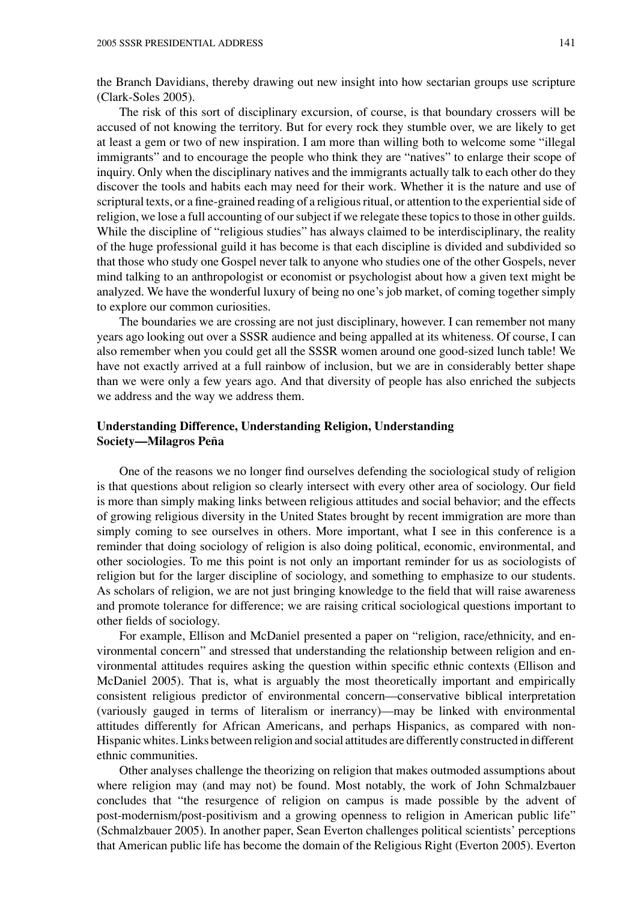the Branch Davidians, thereby drawing out new insight into how sectarian groups use scripture (Clark-Soles 2005).

The risk of this sort of disciplinary excursion, of course, is that boundary crossers will be accused of not knowing the territory. But for every rock they stumble over, we are likely to get at least a gem or two of new inspiration. I am more than willing both to welcome some "illegal immigrants" and to encourage the people who think they are "natives" to enlarge their scope of inquiry. Only when the disciplinary natives and the immigrants actually talk to each other do they discover the tools and habits each may need for their work. Whether it is the nature and use of scriptural texts, or a fine-grained reading of a religious ritual, or attention to the experiential side of religion, we lose a full accounting of our subject if we relegate these topics to those in other guilds. While the discipline of "religious studies" has always claimed to be interdisciplinary, the reality of the huge professional guild it has become is that each discipline is divided and subdivided so that those who study one Gospel never talk to anyone who studies one of the other Gospels, never mind talking to an anthropologist or economist or psychologist about how a given text might be analyzed. We have the wonderful luxury of being no one's job market, of coming together simply to explore our common curiosities.

The boundaries we are crossing are not just disciplinary, however. I can remember not many years ago looking out over a SSSR audience and being appalled at its whiteness. Of course, I can also remember when you could get all the SSSR women around one good-sized lunch table! We have not exactly arrived at a full rainbow of inclusion, but we are in considerably better shape than we were only a few years ago. And that diversity of people has also enriched the subjects we address and the way we address them.

### Understanding Difference, Understanding Religion, Understanding Society—Milagros Peña

One of the reasons we no longer find ourselves defending the sociological study of religion is that questions about religion so clearly intersect with every other area of sociology. Our field is more than simply making links between religious attitudes and social behavior; and the effects of growing religious diversity in the United States brought by recent immigration are more than simply coming to see ourselves in others. More important, what I see in this conference is a reminder that doing sociology of religion is also doing political, economic, environmental, and other sociologies. To me this point is not only an important reminder for us as sociologists of religion but for the larger discipline of sociology, and something to emphasize to our students. As scholars of religion, we are not just bringing knowledge to the field that will raise awareness and promote tolerance for difference; we are raising critical sociological questions important to other fields of sociology.

For example, Ellison and McDaniel presented a paper on "religion, race/ethnicity, and environmental concern" and stressed that understanding the relationship between religion and environmental attitudes requires asking the question within specific ethnic contexts (Ellison and McDaniel 2005). That is, what is arguably the most theoretically important and empirically consistent religious predictor of environmental concern—conservative biblical interpretation (variously gauged in terms of literalism or inerrancy)—may be linked with environmental attitudes differently for African Americans, and perhaps Hispanics, as compared with non-Hispanic whites. Links between religion and social attitudes are differently constructed in different ethnic communities.

Other analyses challenge the theorizing on religion that makes outmoded assumptions about where religion may (and may not) be found. Most notably, the work of John Schmalzbauer concludes that "the resurgence of religion on campus is made possible by the advent of post-modernism/post-positivism and a growing openness to religion in American public life" (Schmalzbauer 2005). In another paper, Sean Everton challenges political scientists' perceptions that American public life has become the domain of the Religious Right (Everton 2005). Everton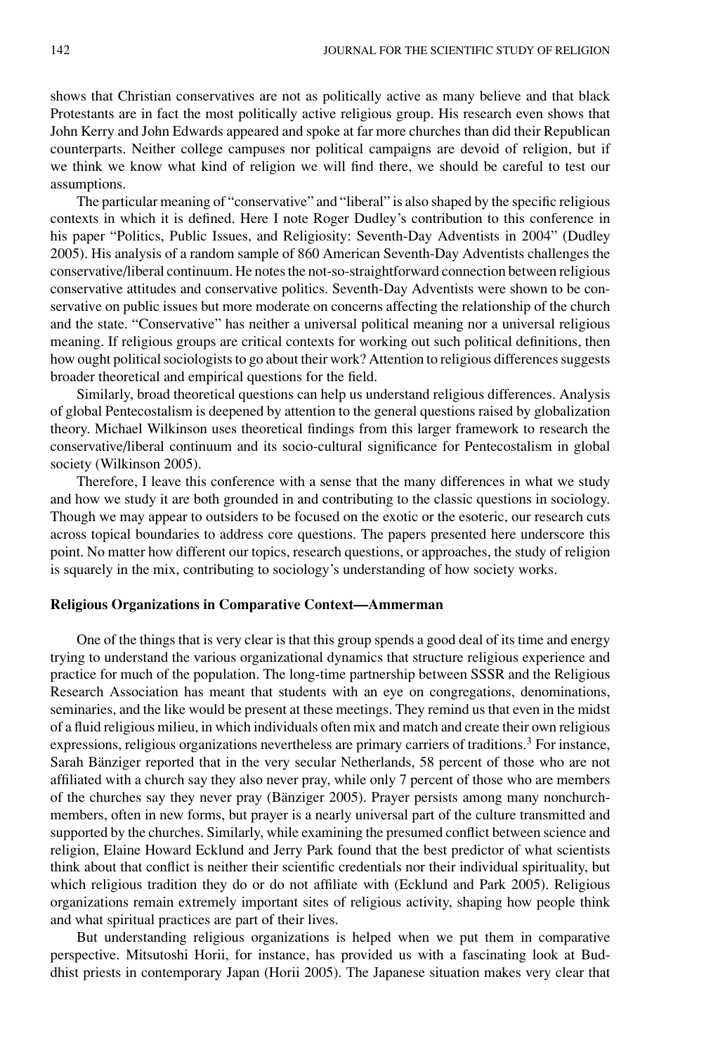shows that Christian conservatives are not as politically active as many believe and that black Protestants are in fact the most politically active religious group. His research even shows that John Kerry and John Edwards appeared and spoke at far more churches than did their Republican counterparts. Neither college campuses nor political campaigns are devoid of religion, but if we think we know what kind of religion we will find there, we should be careful to test our assumptions.

The particular meaning of "conservative" and "liberal" is also shaped by the specific religious contexts in which it is defined. Here I note Roger Dudley's contribution to this conference in his paper "Politics, Public Issues, and Religiosity: Seventh-Day Adventists in 2004" (Dudley 2005). His analysis of a random sample of 860 American Seventh-Day Adventists challenges the conservative/liberal continuum. He notes the not-so-straightforward connection between religious conservative attitudes and conservative politics. Seventh-Day Adventists were shown to be conservative on public issues but more moderate on concerns affecting the relationship of the church and the state. "Conservative" has neither a universal political meaning nor a universal religious meaning. If religious groups are critical contexts for working out such political definitions, then how ought political sociologists to go about their work? Attention to religious differences suggests broader theoretical and empirical questions for the field.

Similarly, broad theoretical questions can help us understand religious differences. Analysis of global Pentecostalism is deepened by attention to the general questions raised by globalization theory. Michael Wilkinson uses theoretical findings from this larger framework to research the conservative/liberal continuum and its socio-cultural significance for Pentecostalism in global society (Wilkinson 2005).

Therefore, I leave this conference with a sense that the many differences in what we study and how we study it are both grounded in and contributing to the classic questions in sociology. Though we may appear to outsiders to be focused on the exotic or the esoteric, our research cuts across topical boundaries to address core questions. The papers presented here underscore this point. No matter how different our topics, research questions, or approaches, the study of religion is squarely in the mix, contributing to sociology's understanding of how society works.

### Religious Organizations in Comparative Context—Ammerman

One of the things that is very clear is that this group spends a good deal of its time and energy trying to understand the various organizational dynamics that structure religious experience and practice for much of the population. The long-time partnership between SSSR and the Religious Research Association has meant that students with an eye on congregations, denominations, seminaries, and the like would be present at these meetings. They remind us that even in the midst of a fluid religious milieu, in which individuals often mix and match and create their own religious expressions, religious organizations nevertheless are primary carriers of traditions.[3] For instance, Sarah Bänziger reported that in the very secular Netherlands, 58 percent of those who are not affiliated with a church say they also never pray, while only 7 percent of those who are members of the churches say they never pray (Bänziger 2005). Prayer persists among many nonchurch-members, often in new forms, but prayer is a nearly universal part of the culture transmitted and supported by the churches. Similarly, while examining the presumed conflict between science and religion, Elaine Howard Ecklund and Jerry Park found that the best predictor of what scientists think about that conflict is neither their scientific credentials nor their individual spirituality, but which religious tradition they do or do not affiliate with (Ecklund and Park 2005). Religious organizations remain extremely important sites of religious activity, shaping how people think and what spiritual practices are part of their lives.

But understanding religious organizations is helped when we put them in comparative perspective. Mitsutoshi Horii, for instance, has provided us with a fascinating look at Buddhist priests in contemporary Japan (Horii 2005). The Japanese situation makes very clear that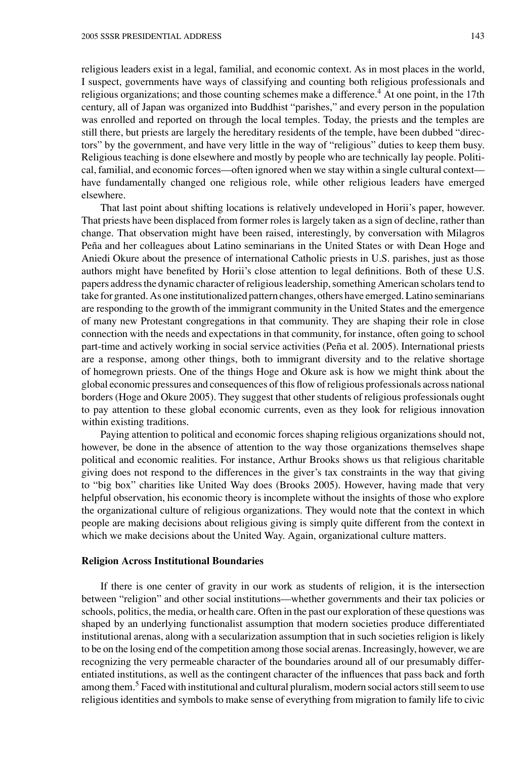religious leaders exist in a legal, familial, and economic context. As in most places in the world, I suspect, governments have ways of classifying and counting both religious professionals and religious organizations; and those counting schemes make a difference.[4] At one point, in the 17th century, all of Japan was organized into Buddhist "parishes," and every person in the population was enrolled and reported on through the local temples. Today, the priests and the temples are still there, but priests are largely the hereditary residents of the temple, have been dubbed "directors" by the government, and have very little in the way of "religious" duties to keep them busy. Religious teaching is done elsewhere and mostly by people who are technically lay people. Political, familial, and economic forces—often ignored when we stay within a single cultural context—have fundamentally changed one religious role, while other religious leaders have emerged elsewhere.

That last point about shifting locations is relatively undeveloped in Horii's paper, however. That priests have been displaced from former roles is largely taken as a sign of decline, rather than change. That observation might have been raised, interestingly, by conversation with Milagros Peña and her colleagues about Latino seminarians in the United States or with Dean Hoge and Aniedi Okure about the presence of international Catholic priests in U.S. parishes, just as those authors might have benefited by Horii's close attention to legal definitions. Both of these U.S. papers address the dynamic character of religious leadership, something American scholars tend to take for granted. As one institutionalized pattern changes, others have emerged. Latino seminarians are responding to the growth of the immigrant community in the United States and the emergence of many new Protestant congregations in that community. They are shaping their role in close connection with the needs and expectations in that community, for instance, often going to school part-time and actively working in social service activities (Peña et al. 2005). International priests are a response, among other things, both to immigrant diversity and to the relative shortage of homegrown priests. One of the things Hoge and Okure ask is how we might think about the global economic pressures and consequences of this flow of religious professionals across national borders (Hoge and Okure 2005). They suggest that other students of religious professionals ought to pay attention to these global economic currents, even as they look for religious innovation within existing traditions.

Paying attention to political and economic forces shaping religious organizations should not, however, be done in the absence of attention to the way those organizations themselves shape political and economic realities. For instance, Arthur Brooks shows us that religious charitable giving does not respond to the differences in the giver's tax constraints in the way that giving to "big box" charities like United Way does (Brooks 2005). However, having made that very helpful observation, his economic theory is incomplete without the insights of those who explore the organizational culture of religious organizations. They would note that the context in which people are making decisions about religious giving is simply quite different from the context in which we make decisions about the United Way. Again, organizational culture matters.

### Religion Across Institutional Boundaries

If there is one center of gravity in our work as students of religion, it is the intersection between "religion" and other social institutions—whether governments and their tax policies or schools, politics, the media, or health care. Often in the past our exploration of these questions was shaped by an underlying functionalist assumption that modern societies produce differentiated institutional arenas, along with a secularization assumption that in such societies religion is likely to be on the losing end of the competition among those social arenas. Increasingly, however, we are recognizing the very permeable character of the boundaries around all of our presumably differentiated institutions, as well as the contingent character of the influences that pass back and forth among them.[5] Faced with institutional and cultural pluralism, modern social actors still seem to use religious identities and symbols to make sense of everything from migration to family life to civic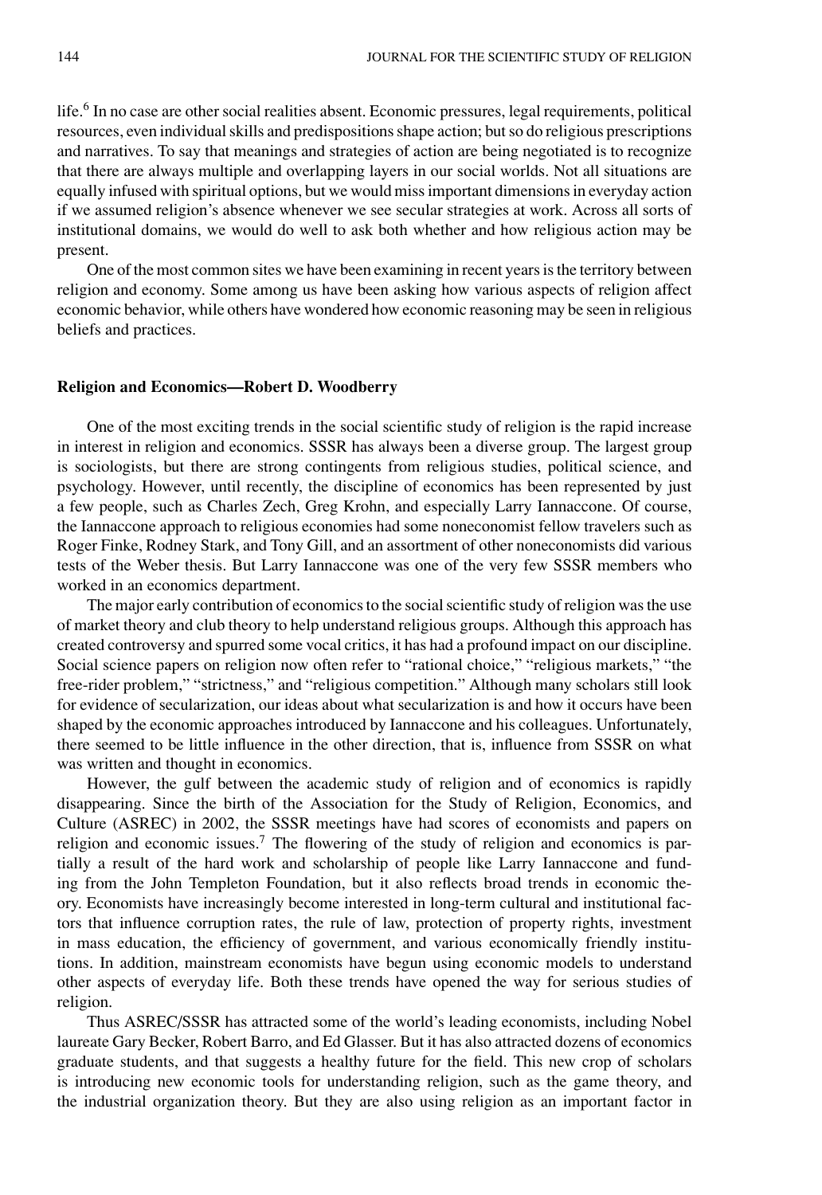life.[6] In no case are other social realities absent. Economic pressures, legal requirements, political resources, even individual skills and predispositions shape action; but so do religious prescriptions and narratives. To say that meanings and strategies of action are being negotiated is to recognize that there are always multiple and overlapping layers in our social worlds. Not all situations are equally infused with spiritual options, but we would miss important dimensions in everyday action if we assumed religion's absence whenever we see secular strategies at work. Across all sorts of institutional domains, we would do well to ask both whether and how religious action may be present.

One of the most common sites we have been examining in recent years is the territory between religion and economy. Some among us have been asking how various aspects of religion affect economic behavior, while others have wondered how economic reasoning may be seen in religious beliefs and practices.

### Religion and Economics—Robert D. Woodberry

One of the most exciting trends in the social scientific study of religion is the rapid increase in interest in religion and economics. SSSR has always been a diverse group. The largest group is sociologists, but there are strong contingents from religious studies, political science, and psychology. However, until recently, the discipline of economics has been represented by just a few people, such as Charles Zech, Greg Krohn, and especially Larry Iannaccone. Of course, the Iannaccone approach to religious economies had some noneconomist fellow travelers such as Roger Finke, Rodney Stark, and Tony Gill, and an assortment of other noneconomists did various tests of the Weber thesis. But Larry Iannaccone was one of the very few SSSR members who worked in an economics department.

The major early contribution of economics to the social scientific study of religion was the use of market theory and club theory to help understand religious groups. Although this approach has created controversy and spurred some vocal critics, it has had a profound impact on our discipline. Social science papers on religion now often refer to "rational choice," "religious markets," "the free-rider problem," "strictness," and "religious competition." Although many scholars still look for evidence of secularization, our ideas about what secularization is and how it occurs have been shaped by the economic approaches introduced by Iannaccone and his colleagues. Unfortunately, there seemed to be little influence in the other direction, that is, influence from SSSR on what was written and thought in economics.

However, the gulf between the academic study of religion and of economics is rapidly disappearing. Since the birth of the Association for the Study of Religion, Economics, and Culture (ASREC) in 2002, the SSSR meetings have had scores of economists and papers on religion and economic issues.[7] The flowering of the study of religion and economics is partially a result of the hard work and scholarship of people like Larry Iannaccone and funding from the John Templeton Foundation, but it also reflects broad trends in economic theory. Economists have increasingly become interested in long-term cultural and institutional factors that influence corruption rates, the rule of law, protection of property rights, investment in mass education, the efficiency of government, and various economically friendly institutions. In addition, mainstream economists have begun using economic models to understand other aspects of everyday life. Both these trends have opened the way for serious studies of religion.

Thus ASREC/SSSR has attracted some of the world's leading economists, including Nobel laureate Gary Becker, Robert Barro, and Ed Glasser. But it has also attracted dozens of economics graduate students, and that suggests a healthy future for the field. This new crop of scholars is introducing new economic tools for understanding religion, such as the game theory, and the industrial organization theory. But they are also using religion as an important factor in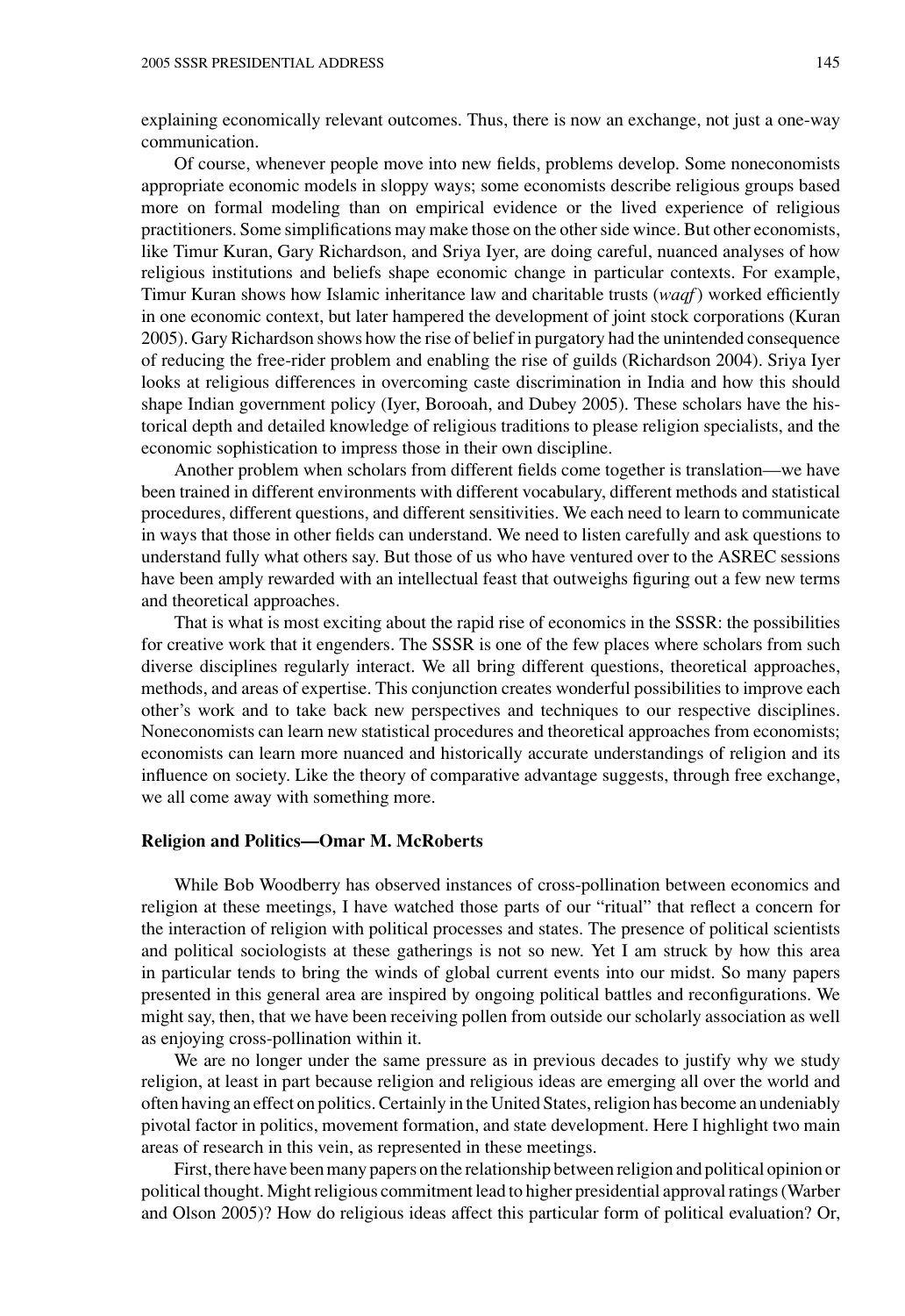explaining economically relevant outcomes. Thus, there is now an exchange, not just a one-way communication.

Of course, whenever people move into new fields, problems develop. Some noneconomists appropriate economic models in sloppy ways; some economists describe religious groups based more on formal modeling than on empirical evidence or the lived experience of religious practitioners. Some simplifications may make those on the other side wince. But other economists, like Timur Kuran, Gary Richardson, and Sriya Iyer, are doing careful, nuanced analyses of how religious institutions and beliefs shape economic change in particular contexts. For example, Timur Kuran shows how Islamic inheritance law and charitable trusts (*waqf*) worked efficiently in one economic context, but later hampered the development of joint stock corporations (Kuran 2005). Gary Richardson shows how the rise of belief in purgatory had the unintended consequence of reducing the free-rider problem and enabling the rise of guilds (Richardson 2004). Sriya Iyer looks at religious differences in overcoming caste discrimination in India and how this should shape Indian government policy (Iyer, Borooah, and Dubey 2005). These scholars have the historical depth and detailed knowledge of religious traditions to please religion specialists, and the economic sophistication to impress those in their own discipline.

Another problem when scholars from different fields come together is translation—we have been trained in different environments with different vocabulary, different methods and statistical procedures, different questions, and different sensitivities. We each need to learn to communicate in ways that those in other fields can understand. We need to listen carefully and ask questions to understand fully what others say. But those of us who have ventured over to the ASREC sessions have been amply rewarded with an intellectual feast that outweighs figuring out a few new terms and theoretical approaches.

That is what is most exciting about the rapid rise of economics in the SSSR: the possibilities for creative work that it engenders. The SSSR is one of the few places where scholars from such diverse disciplines regularly interact. We all bring different questions, theoretical approaches, methods, and areas of expertise. This conjunction creates wonderful possibilities to improve each other's work and to take back new perspectives and techniques to our respective disciplines. Noneconomists can learn new statistical procedures and theoretical approaches from economists; economists can learn more nuanced and historically accurate understandings of religion and its influence on society. Like the theory of comparative advantage suggests, through free exchange, we all come away with something more.

### Religion and Politics—Omar M. McRoberts

While Bob Woodberry has observed instances of cross-pollination between economics and religion at these meetings, I have watched those parts of our "ritual" that reflect a concern for the interaction of religion with political processes and states. The presence of political scientists and political sociologists at these gatherings is not so new. Yet I am struck by how this area in particular tends to bring the winds of global current events into our midst. So many papers presented in this general area are inspired by ongoing political battles and reconfigurations. We might say, then, that we have been receiving pollen from outside our scholarly association as well as enjoying cross-pollination within it.

We are no longer under the same pressure as in previous decades to justify why we study religion, at least in part because religion and religious ideas are emerging all over the world and often having an effect on politics. Certainly in the United States, religion has become an undeniably pivotal factor in politics, movement formation, and state development. Here I highlight two main areas of research in this vein, as represented in these meetings.

First, there have been many papers on the relationship between religion and political opinion or political thought. Might religious commitment lead to higher presidential approval ratings (Warber and Olson 2005)? How do religious ideas affect this particular form of political evaluation? Or,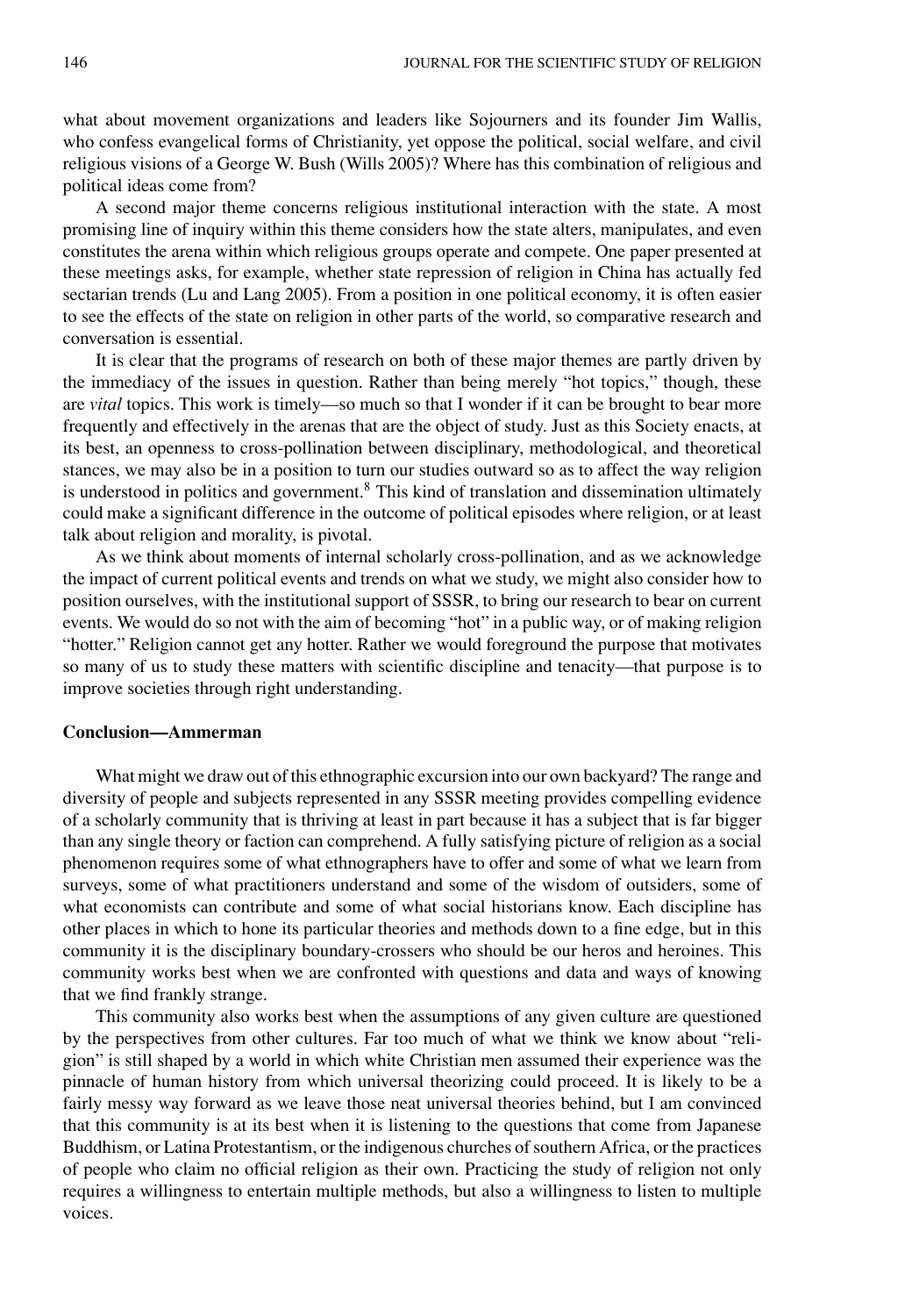what about movement organizations and leaders like Sojourners and its founder Jim Wallis, who confess evangelical forms of Christianity, yet oppose the political, social welfare, and civil religious visions of a George W. Bush (Wills 2005)? Where has this combination of religious and political ideas come from?

A second major theme concerns religious institutional interaction with the state. A most promising line of inquiry within this theme considers how the state alters, manipulates, and even constitutes the arena within which religious groups operate and compete. One paper presented at these meetings asks, for example, whether state repression of religion in China has actually fed sectarian trends (Lu and Lang 2005). From a position in one political economy, it is often easier to see the effects of the state on religion in other parts of the world, so comparative research and conversation is essential.

It is clear that the programs of research on both of these major themes are partly driven by the immediacy of the issues in question. Rather than being merely "hot topics," though, these are *vital* topics. This work is timely—so much so that I wonder if it can be brought to bear more frequently and effectively in the arenas that are the object of study. Just as this Society enacts, at its best, an openness to cross-pollination between disciplinary, methodological, and theoretical stances, we may also be in a position to turn our studies outward so as to affect the way religion is understood in politics and government.[8] This kind of translation and dissemination ultimately could make a significant difference in the outcome of political episodes where religion, or at least talk about religion and morality, is pivotal.

As we think about moments of internal scholarly cross-pollination, and as we acknowledge the impact of current political events and trends on what we study, we might also consider how to position ourselves, with the institutional support of SSSR, to bring our research to bear on current events. We would do so not with the aim of becoming "hot" in a public way, or of making religion "hotter." Religion cannot get any hotter. Rather we would foreground the purpose that motivates so many of us to study these matters with scientific discipline and tenacity—that purpose is to improve societies through right understanding.

**Conclusion—Ammerman**

What might we draw out of this ethnographic excursion into our own backyard? The range and diversity of people and subjects represented in any SSSR meeting provides compelling evidence of a scholarly community that is thriving at least in part because it has a subject that is far bigger than any single theory or faction can comprehend. A fully satisfying picture of religion as a social phenomenon requires some of what ethnographers have to offer and some of what we learn from surveys, some of what practitioners understand and some of the wisdom of outsiders, some of what economists can contribute and some of what social historians know. Each discipline has other places in which to hone its particular theories and methods down to a fine edge, but in this community it is the disciplinary boundary-crossers who should be our heros and heroines. This community works best when we are confronted with questions and data and ways of knowing that we find frankly strange.

This community also works best when the assumptions of any given culture are questioned by the perspectives from other cultures. Far too much of what we think we know about "religion" is still shaped by a world in which white Christian men assumed their experience was the pinnacle of human history from which universal theorizing could proceed. It is likely to be a fairly messy way forward as we leave those neat universal theories behind, but I am convinced that this community is at its best when it is listening to the questions that come from Japanese Buddhism, or Latina Protestantism, or the indigenous churches of southern Africa, or the practices of people who claim no official religion as their own. Practicing the study of religion not only requires a willingness to entertain multiple methods, but also a willingness to listen to multiple voices.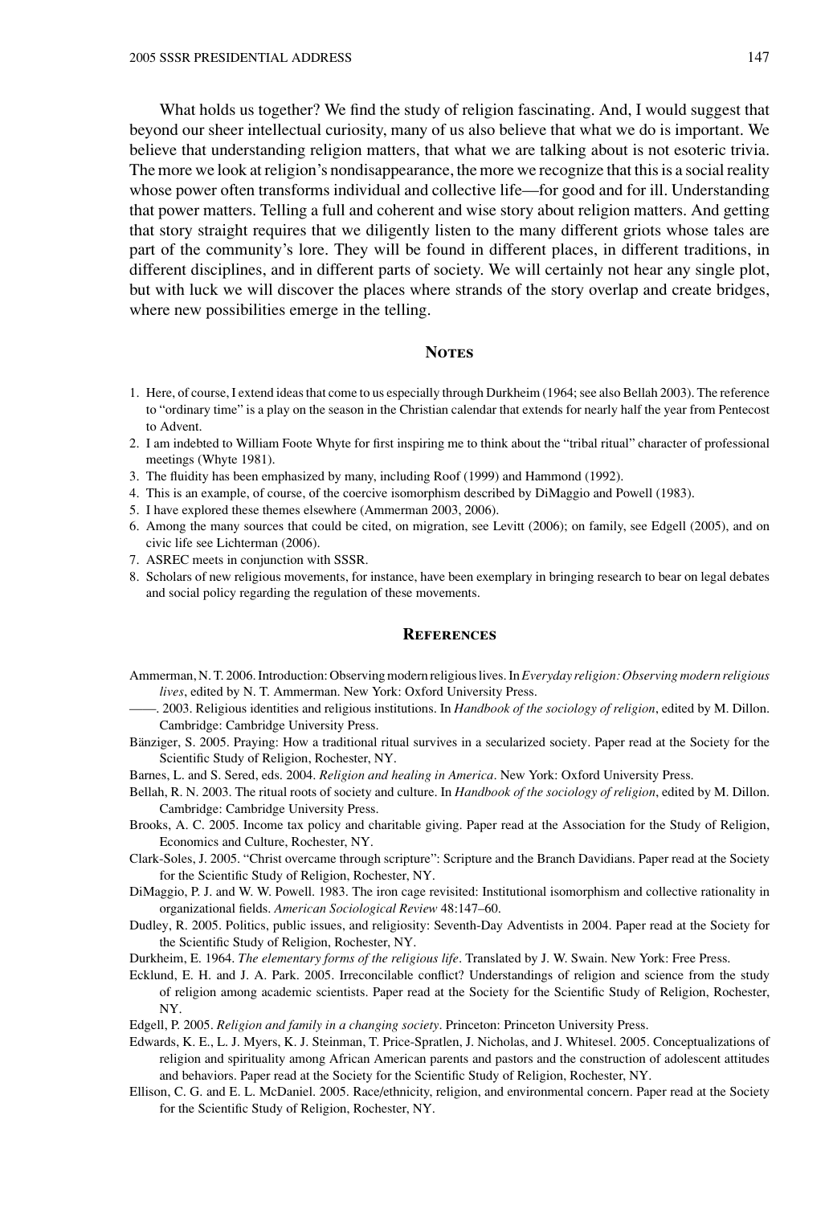What holds us together? We find the study of religion fascinating. And, I would suggest that beyond our sheer intellectual curiosity, many of us also believe that what we do is important. We believe that understanding religion matters, that what we are talking about is not esoteric trivia. The more we look at religion's nondisappearance, the more we recognize that this is a social reality whose power often transforms individual and collective life—for good and for ill. Understanding that power matters. Telling a full and coherent and wise story about religion matters. And getting that story straight requires that we diligently listen to the many different griots whose tales are part of the community's lore. They will be found in different places, in different traditions, in different disciplines, and in different parts of society. We will certainly not hear any single plot, but with luck we will discover the places where strands of the story overlap and create bridges, where new possibilities emerge in the telling.

## Notes

1. Here, of course, I extend ideas that come to us especially through Durkheim (1964; see also Bellah 2003). The reference to "ordinary time" is a play on the season in the Christian calendar that extends for nearly half the year from Pentecost to Advent.
2. I am indebted to William Foote Whyte for first inspiring me to think about the "tribal ritual" character of professional meetings (Whyte 1981).
3. The fluidity has been emphasized by many, including Roof (1999) and Hammond (1992).
4. This is an example, of course, of the coercive isomorphism described by DiMaggio and Powell (1983).
5. I have explored these themes elsewhere (Ammerman 2003, 2006).
6. Among the many sources that could be cited, on migration, see Levitt (2006); on family, see Edgell (2005), and on civic life see Lichterman (2006).
7. ASREC meets in conjunction with SSSR.
8. Scholars of new religious movements, for instance, have been exemplary in bringing research to bear on legal debates and social policy regarding the regulation of these movements.

## References

Ammerman, N. T. 2006. Introduction: Observing modern religious lives. In *Everyday religion: Observing modern religious lives*, edited by N. T. Ammerman. New York: Oxford University Press.

——. 2003. Religious identities and religious institutions. In *Handbook of the sociology of religion*, edited by M. Dillon. Cambridge: Cambridge University Press.

Bänziger, S. 2005. Praying: How a traditional ritual survives in a secularized society. Paper read at the Society for the Scientific Study of Religion, Rochester, NY.

Barnes, L. and S. Sered, eds. 2004. *Religion and healing in America*. New York: Oxford University Press.

Bellah, R. N. 2003. The ritual roots of society and culture. In *Handbook of the sociology of religion*, edited by M. Dillon. Cambridge: Cambridge University Press.

Brooks, A. C. 2005. Income tax policy and charitable giving. Paper read at the Association for the Study of Religion, Economics and Culture, Rochester, NY.

Clark-Soles, J. 2005. "Christ overcame through scripture": Scripture and the Branch Davidians. Paper read at the Society for the Scientific Study of Religion, Rochester, NY.

DiMaggio, P. J. and W. W. Powell. 1983. The iron cage revisited: Institutional isomorphism and collective rationality in organizational fields. *American Sociological Review* 48:147–60.

Dudley, R. 2005. Politics, public issues, and religiosity: Seventh-Day Adventists in 2004. Paper read at the Society for the Scientific Study of Religion, Rochester, NY.

Durkheim, E. 1964. *The elementary forms of the religious life*. Translated by J. W. Swain. New York: Free Press.

Ecklund, E. H. and J. A. Park. 2005. Irreconcilable conflict? Understandings of religion and science from the study of religion among academic scientists. Paper read at the Society for the Scientific Study of Religion, Rochester, NY.

Edgell, P. 2005. *Religion and family in a changing society*. Princeton: Princeton University Press.

Edwards, K. E., L. J. Myers, K. J. Steinman, T. Price-Spratlen, J. Nicholas, and J. Whitesel. 2005. Conceptualizations of religion and spirituality among African American parents and pastors and the construction of adolescent attitudes and behaviors. Paper read at the Society for the Scientific Study of Religion, Rochester, NY.

Ellison, C. G. and E. L. McDaniel. 2005. Race/ethnicity, religion, and environmental concern. Paper read at the Society for the Scientific Study of Religion, Rochester, NY.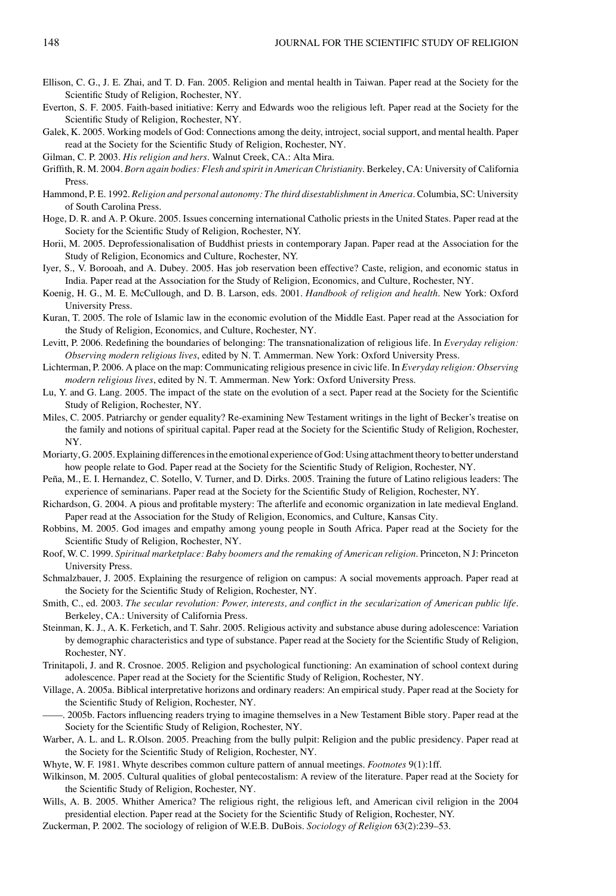Ellison, C. G., J. E. Zhai, and T. D. Fan. 2005. Religion and mental health in Taiwan. Paper read at the Society for the Scientific Study of Religion, Rochester, NY.

Everton, S. F. 2005. Faith-based initiative: Kerry and Edwards woo the religious left. Paper read at the Society for the Scientific Study of Religion, Rochester, NY.

Galek, K. 2005. Working models of God: Connections among the deity, introject, social support, and mental health. Paper read at the Society for the Scientific Study of Religion, Rochester, NY.

Gilman, C. P. 2003. *His religion and hers*. Walnut Creek, CA.: Alta Mira.

Griffith, R. M. 2004. *Born again bodies: Flesh and spirit in American Christianity*. Berkeley, CA: University of California Press.

Hammond, P. E. 1992. *Religion and personal autonomy: The third disestablishment in America*. Columbia, SC: University of South Carolina Press.

Hoge, D. R. and A. P. Okure. 2005. Issues concerning international Catholic priests in the United States. Paper read at the Society for the Scientific Study of Religion, Rochester, NY.

Horii, M. 2005. Deprofessionalisation of Buddhist priests in contemporary Japan. Paper read at the Association for the Study of Religion, Economics and Culture, Rochester, NY.

Iyer, S., V. Borooah, and A. Dubey. 2005. Has job reservation been effective? Caste, religion, and economic status in India. Paper read at the Association for the Study of Religion, Economics, and Culture, Rochester, NY.

Koenig, H. G., M. E. McCullough, and D. B. Larson, eds. 2001. *Handbook of religion and health*. New York: Oxford University Press.

Kuran, T. 2005. The role of Islamic law in the economic evolution of the Middle East. Paper read at the Association for the Study of Religion, Economics, and Culture, Rochester, NY.

Levitt, P. 2006. Redefining the boundaries of belonging: The transnationalization of religious life. In *Everyday religion: Observing modern religious lives*, edited by N. T. Ammerman. New York: Oxford University Press.

Lichterman, P. 2006. A place on the map: Communicating religious presence in civic life. In *Everyday religion: Observing modern religious lives*, edited by N. T. Ammerman. New York: Oxford University Press.

Lu, Y. and G. Lang. 2005. The impact of the state on the evolution of a sect. Paper read at the Society for the Scientific Study of Religion, Rochester, NY.

Miles, C. 2005. Patriarchy or gender equality? Re-examining New Testament writings in the light of Becker's treatise on the family and notions of spiritual capital. Paper read at the Society for the Scientific Study of Religion, Rochester, NY.

Moriarty, G. 2005. Explaining differences in the emotional experience of God: Using attachment theory to better understand how people relate to God. Paper read at the Society for the Scientific Study of Religion, Rochester, NY.

Peña, M., E. I. Hernandez, C. Sotello, V. Turner, and D. Dirks. 2005. Training the future of Latino religious leaders: The experience of seminarians. Paper read at the Society for the Scientific Study of Religion, Rochester, NY.

Richardson, G. 2004. A pious and profitable mystery: The afterlife and economic organization in late medieval England. Paper read at the Association for the Study of Religion, Economics, and Culture, Kansas City.

Robbins, M. 2005. God images and empathy among young people in South Africa. Paper read at the Society for the Scientific Study of Religion, Rochester, NY.

Roof, W. C. 1999. *Spiritual marketplace: Baby boomers and the remaking of American religion*. Princeton, N J: Princeton University Press.

Schmalzbauer, J. 2005. Explaining the resurgence of religion on campus: A social movements approach. Paper read at the Society for the Scientific Study of Religion, Rochester, NY.

Smith, C., ed. 2003. *The secular revolution: Power, interests, and conflict in the secularization of American public life*. Berkeley, CA.: University of California Press.

Steinman, K. J., A. K. Ferketich, and T. Sahr. 2005. Religious activity and substance abuse during adolescence: Variation by demographic characteristics and type of substance. Paper read at the Society for the Scientific Study of Religion, Rochester, NY.

Trinitapoli, J. and R. Crosnoe. 2005. Religion and psychological functioning: An examination of school context during adolescence. Paper read at the Society for the Scientific Study of Religion, Rochester, NY.

Village, A. 2005a. Biblical interpretative horizons and ordinary readers: An empirical study. Paper read at the Society for the Scientific Study of Religion, Rochester, NY.

——. 2005b. Factors influencing readers trying to imagine themselves in a New Testament Bible story. Paper read at the Society for the Scientific Study of Religion, Rochester, NY.

Warber, A. L. and L. R.Olson. 2005. Preaching from the bully pulpit: Religion and the public presidency. Paper read at the Society for the Scientific Study of Religion, Rochester, NY.

Whyte, W. F. 1981. Whyte describes common culture pattern of annual meetings. *Footnotes* 9(1):1ff.

Wilkinson, M. 2005. Cultural qualities of global pentecostalism: A review of the literature. Paper read at the Society for the Scientific Study of Religion, Rochester, NY.

Wills, A. B. 2005. Whither America? The religious right, the religious left, and American civil religion in the 2004 presidential election. Paper read at the Society for the Scientific Study of Religion, Rochester, NY.

Zuckerman, P. 2002. The sociology of religion of W.E.B. DuBois. *Sociology of Religion* 63(2):239–53.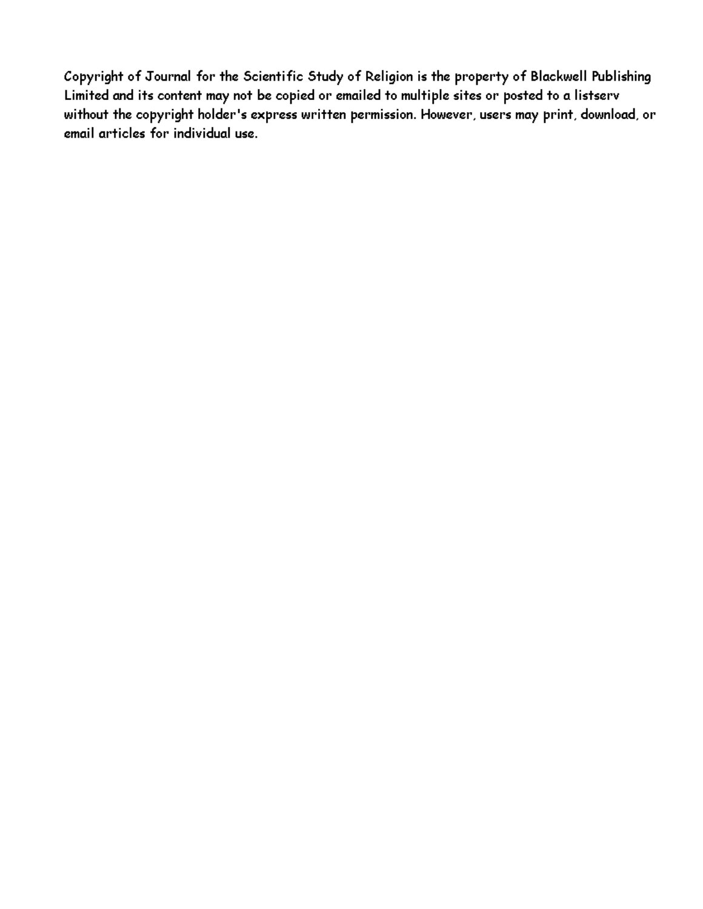Copyright of Journal for the Scientific Study of Religion is the property of Blackwell Publishing Limited and its content may not be copied or emailed to multiple sites or posted to a listserv without the copyright holder's express written permission. However, users may print, download, or email articles for individual use.